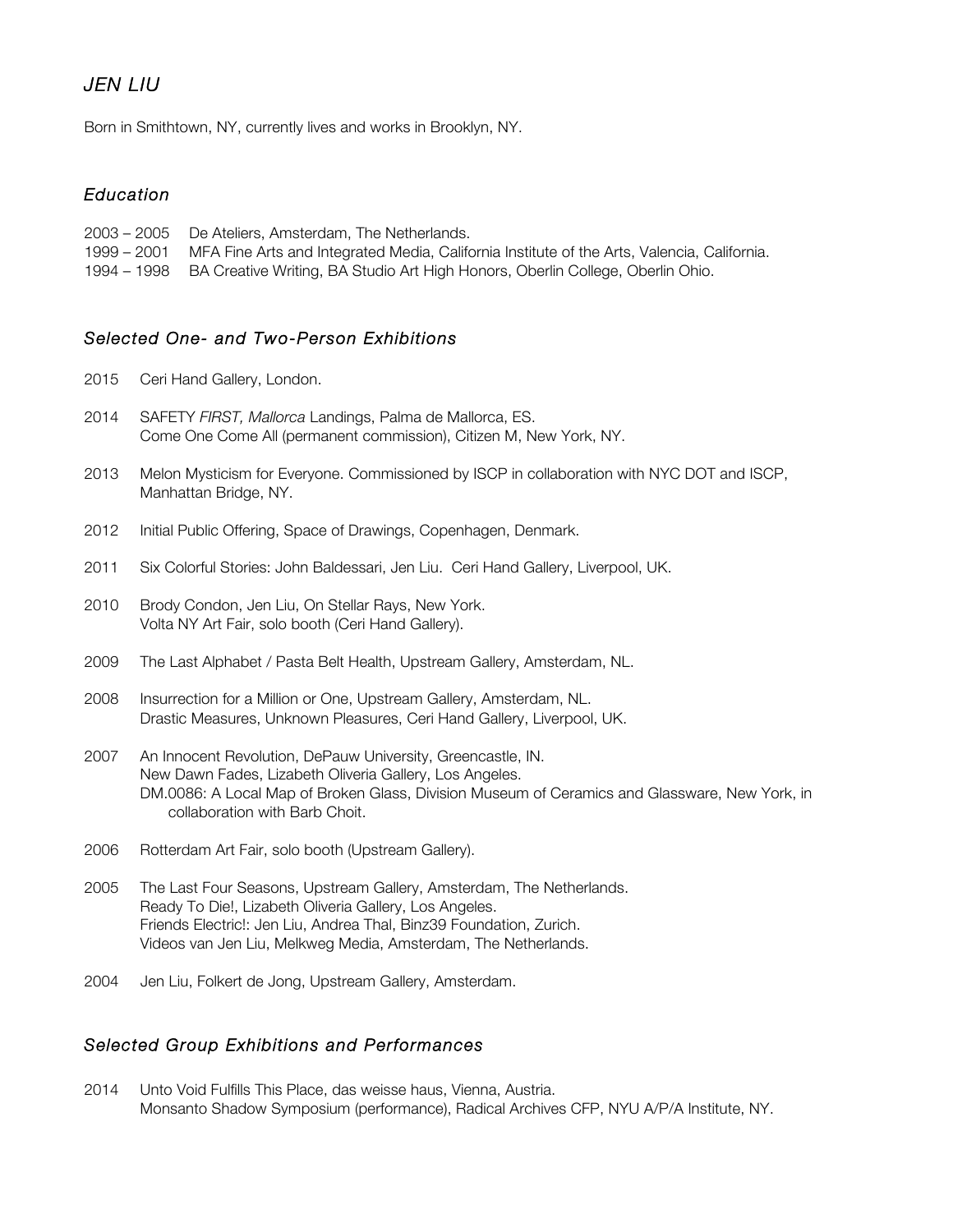# *JEN LIU*

Born in Smithtown, NY, currently lives and works in Brooklyn, NY.

## *Education*

2003 – 2005 De Ateliers, Amsterdam, The Netherlands.
1999 – 2001 MFA Fine Arts and Integrated Media, California Institute of the Arts, Valencia, California.
1994 – 1998 BA Creative Writing, BA Studio Art High Honors, Oberlin College, Oberlin Ohio.

## *Selected One- and Two-Person Exhibitions*

2015 Ceri Hand Gallery, London.

2014 SAFETY *FIRST, Mallorca* Landings, Palma de Mallorca, ES.
Come One Come All (permanent commission), Citizen M, New York, NY.

2013 Melon Mysticism for Everyone. Commissioned by ISCP in collaboration with NYC DOT and ISCP, Manhattan Bridge, NY.

2012 Initial Public Offering, Space of Drawings, Copenhagen, Denmark.

2011 Six Colorful Stories: John Baldessari, Jen Liu. Ceri Hand Gallery, Liverpool, UK.

2010 Brody Condon, Jen Liu, On Stellar Rays, New York.
Volta NY Art Fair, solo booth (Ceri Hand Gallery).

2009 The Last Alphabet / Pasta Belt Health, Upstream Gallery, Amsterdam, NL.

2008 Insurrection for a Million or One, Upstream Gallery, Amsterdam, NL.
Drastic Measures, Unknown Pleasures, Ceri Hand Gallery, Liverpool, UK.

2007 An Innocent Revolution, DePauw University, Greencastle, IN.
New Dawn Fades, Lizabeth Oliveria Gallery, Los Angeles.
DM.0086: A Local Map of Broken Glass, Division Museum of Ceramics and Glassware, New York, in collaboration with Barb Choit.

2006 Rotterdam Art Fair, solo booth (Upstream Gallery).

2005 The Last Four Seasons, Upstream Gallery, Amsterdam, The Netherlands.
Ready To Die!, Lizabeth Oliveria Gallery, Los Angeles.
Friends Electric!: Jen Liu, Andrea Thal, Binz39 Foundation, Zurich.
Videos van Jen Liu, Melkweg Media, Amsterdam, The Netherlands.

2004 Jen Liu, Folkert de Jong, Upstream Gallery, Amsterdam.

## *Selected Group Exhibitions and Performances*

2014 Unto Void Fulfills This Place, das weisse haus, Vienna, Austria.
Monsanto Shadow Symposium (performance), Radical Archives CFP, NYU A/P/A Institute, NY.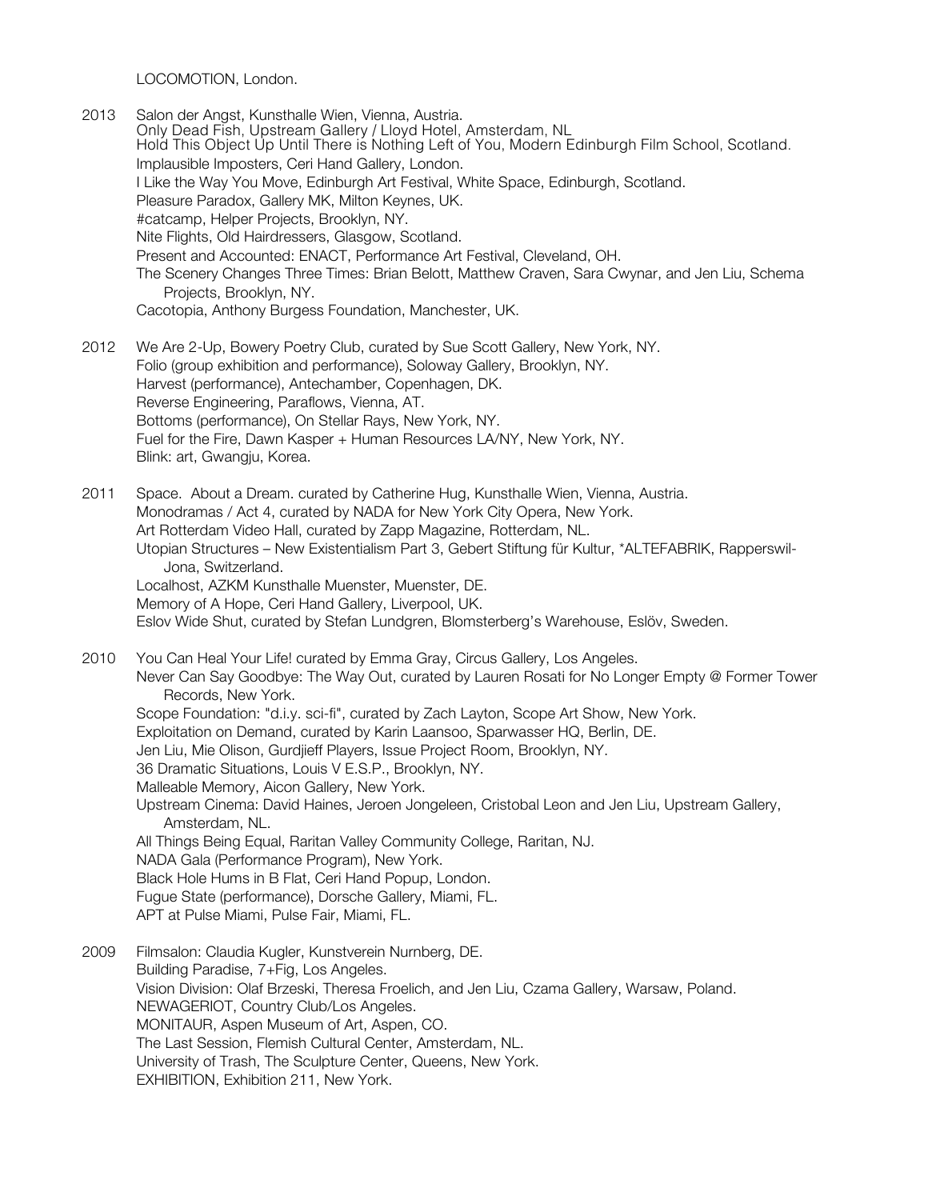LOCOMOTION, London.

2013 Salon der Angst, Kunsthalle Wien, Vienna, Austria.
Only Dead Fish, Upstream Gallery / Lloyd Hotel, Amsterdam, NL
Hold This Object Up Until There is Nothing Left of You, Modern Edinburgh Film School, Scotland.
Implausible Imposters, Ceri Hand Gallery, London.
I Like the Way You Move, Edinburgh Art Festival, White Space, Edinburgh, Scotland.
Pleasure Paradox, Gallery MK, Milton Keynes, UK.
#catcamp, Helper Projects, Brooklyn, NY.
Nite Flights, Old Hairdressers, Glasgow, Scotland.
Present and Accounted: ENACT, Performance Art Festival, Cleveland, OH.
The Scenery Changes Three Times: Brian Belott, Matthew Craven, Sara Cwynar, and Jen Liu, Schema Projects, Brooklyn, NY.
Cacotopia, Anthony Burgess Foundation, Manchester, UK.

2012 We Are 2-Up, Bowery Poetry Club, curated by Sue Scott Gallery, New York, NY.
Folio (group exhibition and performance), Soloway Gallery, Brooklyn, NY.
Harvest (performance), Antechamber, Copenhagen, DK.
Reverse Engineering, Paraflows, Vienna, AT.
Bottoms (performance), On Stellar Rays, New York, NY.
Fuel for the Fire, Dawn Kasper + Human Resources LA/NY, New York, NY.
Blink: art, Gwangju, Korea.

2011 Space. About a Dream. curated by Catherine Hug, Kunsthalle Wien, Vienna, Austria.
Monodramas / Act 4, curated by NADA for New York City Opera, New York.
Art Rotterdam Video Hall, curated by Zapp Magazine, Rotterdam, NL.
Utopian Structures – New Existentialism Part 3, Gebert Stiftung für Kultur, *ALTEFABRIK, Rapperswil-Jona, Switzerland.
Localhost, AZKM Kunsthalle Muenster, Muenster, DE.
Memory of A Hope, Ceri Hand Gallery, Liverpool, UK.
Eslov Wide Shut, curated by Stefan Lundgren, Blomsterberg's Warehouse, Eslöv, Sweden.

2010 You Can Heal Your Life! curated by Emma Gray, Circus Gallery, Los Angeles.
Never Can Say Goodbye: The Way Out, curated by Lauren Rosati for No Longer Empty @ Former Tower Records, New York.
Scope Foundation: "d.i.y. sci-fi", curated by Zach Layton, Scope Art Show, New York.
Exploitation on Demand, curated by Karin Laansoo, Sparwasser HQ, Berlin, DE.
Jen Liu, Mie Olison, Gurdjieff Players, Issue Project Room, Brooklyn, NY.
36 Dramatic Situations, Louis V E.S.P., Brooklyn, NY.
Malleable Memory, Aicon Gallery, New York.
Upstream Cinema: David Haines, Jeroen Jongeleen, Cristobal Leon and Jen Liu, Upstream Gallery, Amsterdam, NL.
All Things Being Equal, Raritan Valley Community College, Raritan, NJ.
NADA Gala (Performance Program), New York.
Black Hole Hums in B Flat, Ceri Hand Popup, London.
Fugue State (performance), Dorsche Gallery, Miami, FL.
APT at Pulse Miami, Pulse Fair, Miami, FL.

2009 Filmsalon: Claudia Kugler, Kunstverein Nurnberg, DE.
Building Paradise, 7+Fig, Los Angeles.
Vision Division: Olaf Brzeski, Theresa Froelich, and Jen Liu, Czama Gallery, Warsaw, Poland.
NEWAGERIOT, Country Club/Los Angeles.
MONITAUR, Aspen Museum of Art, Aspen, CO.
The Last Session, Flemish Cultural Center, Amsterdam, NL.
University of Trash, The Sculpture Center, Queens, New York.
EXHIBITION, Exhibition 211, New York.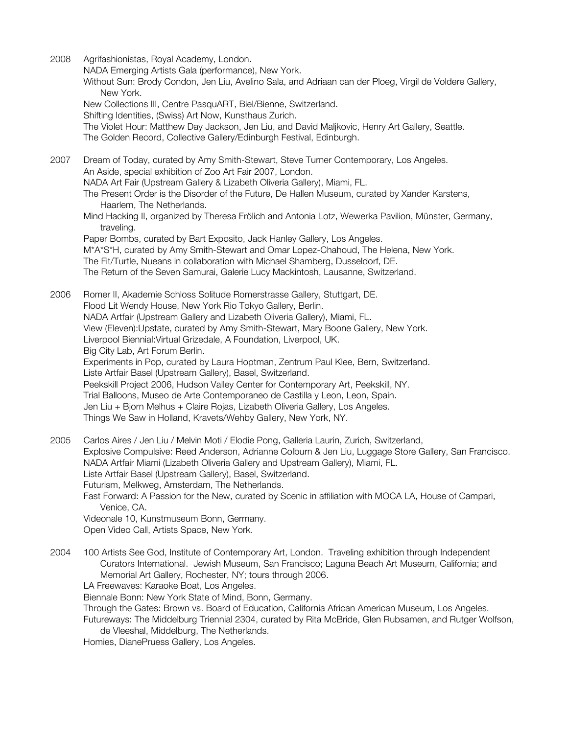2008 Agrifashionistas, Royal Academy, London.
NADA Emerging Artists Gala (performance), New York.
Without Sun: Brody Condon, Jen Liu, Avelino Sala, and Adriaan can der Ploeg, Virgil de Voldere Gallery, New York.
New Collections III, Centre PasquART, Biel/Bienne, Switzerland.
Shifting Identities, (Swiss) Art Now, Kunsthaus Zurich.
The Violet Hour: Matthew Day Jackson, Jen Liu, and David Maljkovic, Henry Art Gallery, Seattle.
The Golden Record, Collective Gallery/Edinburgh Festival, Edinburgh.

2007 Dream of Today, curated by Amy Smith-Stewart, Steve Turner Contemporary, Los Angeles.
An Aside, special exhibition of Zoo Art Fair 2007, London.
NADA Art Fair (Upstream Gallery & Lizabeth Oliveria Gallery), Miami, FL.
The Present Order is the Disorder of the Future, De Hallen Museum, curated by Xander Karstens, Haarlem, The Netherlands.
Mind Hacking II, organized by Theresa Frölich and Antonia Lotz, Wewerka Pavilion, Münster, Germany, traveling.
Paper Bombs, curated by Bart Exposito, Jack Hanley Gallery, Los Angeles.
M*A*S*H, curated by Amy Smith-Stewart and Omar Lopez-Chahoud, The Helena, New York.
The Fit/Turtle, Nueans in collaboration with Michael Shamberg, Dusseldorf, DE.
The Return of the Seven Samurai, Galerie Lucy Mackintosh, Lausanne, Switzerland.

2006 Romer II, Akademie Schloss Solitude Romerstrasse Gallery, Stuttgart, DE.
Flood Lit Wendy House, New York Rio Tokyo Gallery, Berlin.
NADA Artfair (Upstream Gallery and Lizabeth Oliveria Gallery), Miami, FL.
View (Eleven):Upstate, curated by Amy Smith-Stewart, Mary Boone Gallery, New York.
Liverpool Biennial:Virtual Grizedale, A Foundation, Liverpool, UK.
Big City Lab, Art Forum Berlin.
Experiments in Pop, curated by Laura Hoptman, Zentrum Paul Klee, Bern, Switzerland.
Liste Artfair Basel (Upstream Gallery), Basel, Switzerland.
Peekskill Project 2006, Hudson Valley Center for Contemporary Art, Peekskill, NY.
Trial Balloons, Museo de Arte Contemporaneo de Castilla y Leon, Leon, Spain.
Jen Liu + Bjorn Melhus + Claire Rojas, Lizabeth Oliveria Gallery, Los Angeles.
Things We Saw in Holland, Kravets/Wehby Gallery, New York, NY.

2005 Carlos Aires / Jen Liu / Melvin Moti / Elodie Pong, Galleria Laurin, Zurich, Switzerland,
Explosive Compulsive: Reed Anderson, Adrianne Colburn & Jen Liu, Luggage Store Gallery, San Francisco.
NADA Artfair Miami (Lizabeth Oliveria Gallery and Upstream Gallery), Miami, FL.
Liste Artfair Basel (Upstream Gallery), Basel, Switzerland.
Futurism, Melkweg, Amsterdam, The Netherlands.
Fast Forward: A Passion for the New, curated by Scenic in affiliation with MOCA LA, House of Campari, Venice, CA.
Videonale 10, Kunstmuseum Bonn, Germany.
Open Video Call, Artists Space, New York.

2004 100 Artists See God, Institute of Contemporary Art, London. Traveling exhibition through Independent Curators International. Jewish Museum, San Francisco; Laguna Beach Art Museum, California; and Memorial Art Gallery, Rochester, NY; tours through 2006.
LA Freewaves: Karaoke Boat, Los Angeles.
Biennale Bonn: New York State of Mind, Bonn, Germany.
Through the Gates: Brown vs. Board of Education, California African American Museum, Los Angeles.
Futureways: The Middelburg Triennial 2304, curated by Rita McBride, Glen Rubsamen, and Rutger Wolfson, de Vleeshal, Middelburg, The Netherlands.
Homies, DianePruess Gallery, Los Angeles.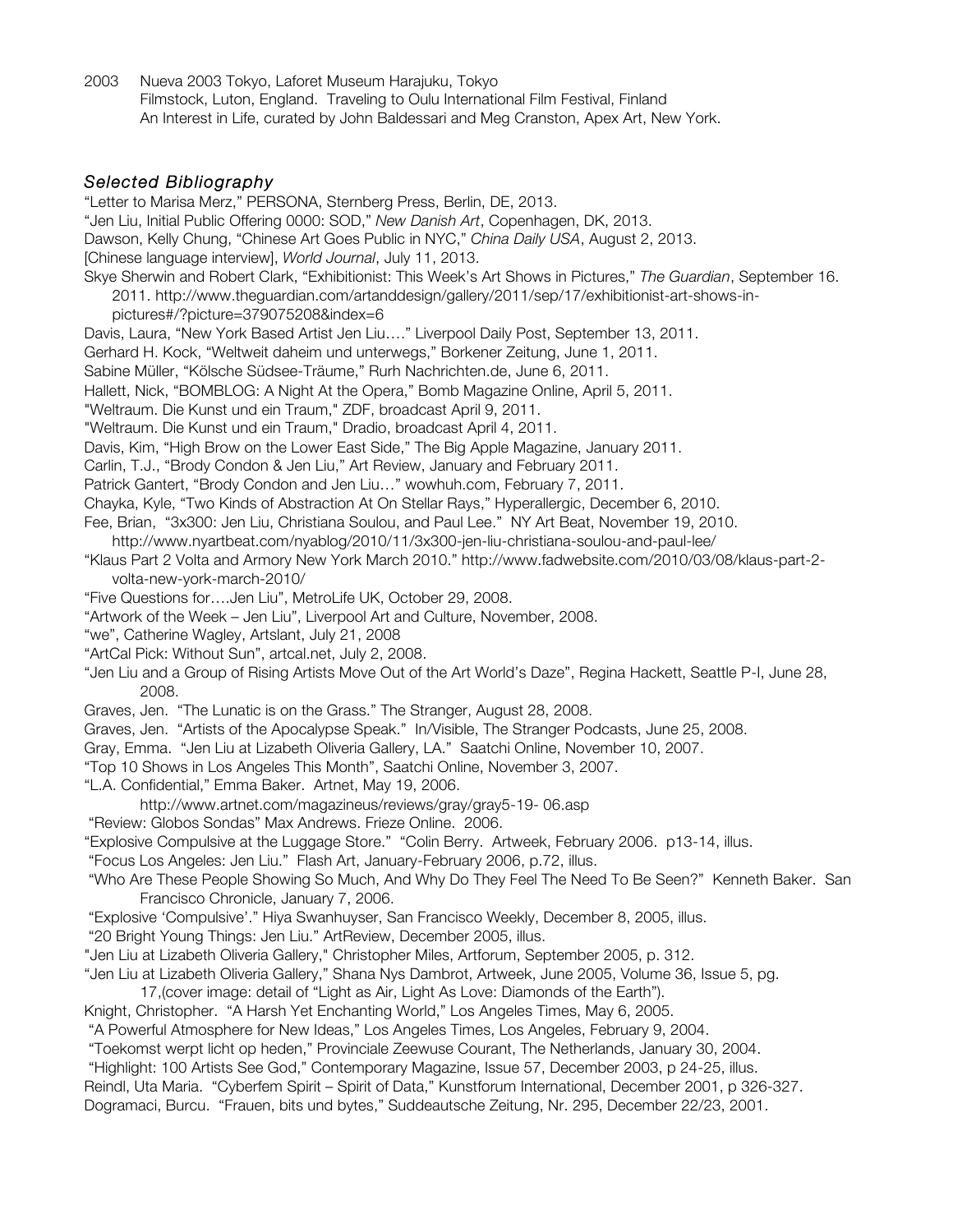2003 Nueva 2003 Tokyo, Laforet Museum Harajuku, Tokyo
Filmstock, Luton, England. Traveling to Oulu International Film Festival, Finland
An Interest in Life, curated by John Baldessari and Meg Cranston, Apex Art, New York.

### *Selected Bibliography*

"Letter to Marisa Merz," PERSONA, Sternberg Press, Berlin, DE, 2013.
"Jen Liu, Initial Public Offering 0000: SOD," *New Danish Art*, Copenhagen, DK, 2013.
Dawson, Kelly Chung, "Chinese Art Goes Public in NYC," *China Daily USA*, August 2, 2013.
[Chinese language interview], *World Journal*, July 11, 2013.
Skye Sherwin and Robert Clark, "Exhibitionist: This Week's Art Shows in Pictures," *The Guardian*, September 16. 2011. http://www.theguardian.com/artanddesign/gallery/2011/sep/17/exhibitionist-art-shows-in-pictures#/?picture=379075208&index=6
Davis, Laura, "New York Based Artist Jen Liu…." Liverpool Daily Post, September 13, 2011.
Gerhard H. Kock, "Weltweit daheim und unterwegs," Borkener Zeitung, June 1, 2011.
Sabine Müller, "Kölsche Südsee-Träume," Rurh Nachrichten.de, June 6, 2011.
Hallett, Nick, "BOMBLOG: A Night At the Opera," Bomb Magazine Online, April 5, 2011.
"Weltraum. Die Kunst und ein Traum," ZDF, broadcast April 9, 2011.
"Weltraum. Die Kunst und ein Traum," Dradio, broadcast April 4, 2011.
Davis, Kim, "High Brow on the Lower East Side," The Big Apple Magazine, January 2011.
Carlin, T.J., "Brody Condon & Jen Liu," Art Review, January and February 2011.
Patrick Gantert, "Brody Condon and Jen Liu…" wowhuh.com, February 7, 2011.
Chayka, Kyle, "Two Kinds of Abstraction At On Stellar Rays," Hyperallergic, December 6, 2010.
Fee, Brian, "3x300: Jen Liu, Christiana Soulou, and Paul Lee." NY Art Beat, November 19, 2010. http://www.nyartbeat.com/nyablog/2010/11/3x300-jen-liu-christiana-soulou-and-paul-lee/
"Klaus Part 2 Volta and Armory New York March 2010." http://www.fadwebsite.com/2010/03/08/klaus-part-2-volta-new-york-march-2010/
"Five Questions for….Jen Liu", MetroLife UK, October 29, 2008.
"Artwork of the Week – Jen Liu", Liverpool Art and Culture, November, 2008.
"we", Catherine Wagley, Artslant, July 21, 2008
"ArtCal Pick: Without Sun", artcal.net, July 2, 2008.
"Jen Liu and a Group of Rising Artists Move Out of the Art World's Daze", Regina Hackett, Seattle P-I, June 28, 2008.
Graves, Jen. "The Lunatic is on the Grass." The Stranger, August 28, 2008.
Graves, Jen. "Artists of the Apocalypse Speak." In/Visible, The Stranger Podcasts, June 25, 2008.
Gray, Emma. "Jen Liu at Lizabeth Oliveria Gallery, LA." Saatchi Online, November 10, 2007.
"Top 10 Shows in Los Angeles This Month", Saatchi Online, November 3, 2007.
"L.A. Confidential," Emma Baker. Artnet, May 19, 2006. http://www.artnet.com/magazineus/reviews/gray/gray5-19- 06.asp
"Review: Globos Sondas" Max Andrews. Frieze Online. 2006.
"Explosive Compulsive at the Luggage Store." "Colin Berry. Artweek, February 2006. p13-14, illus.
"Focus Los Angeles: Jen Liu." Flash Art, January-February 2006, p.72, illus.
"Who Are These People Showing So Much, And Why Do They Feel The Need To Be Seen?" Kenneth Baker. San Francisco Chronicle, January 7, 2006.
"Explosive 'Compulsive'." Hiya Swanhuyser, San Francisco Weekly, December 8, 2005, illus.
"20 Bright Young Things: Jen Liu." ArtReview, December 2005, illus.
"Jen Liu at Lizabeth Oliveria Gallery," Christopher Miles, Artforum, September 2005, p. 312.
"Jen Liu at Lizabeth Oliveria Gallery," Shana Nys Dambrot, Artweek, June 2005, Volume 36, Issue 5, pg. 17,(cover image: detail of "Light as Air, Light As Love: Diamonds of the Earth").
Knight, Christopher. "A Harsh Yet Enchanting World," Los Angeles Times, May 6, 2005.
"A Powerful Atmosphere for New Ideas," Los Angeles Times, Los Angeles, February 9, 2004.
"Toekomst werpt licht op heden," Provinciale Zeewuse Courant, The Netherlands, January 30, 2004.
"Highlight: 100 Artists See God," Contemporary Magazine, Issue 57, December 2003, p 24-25, illus.
Reindl, Uta Maria. "Cyberfem Spirit – Spirit of Data," Kunstforum International, December 2001, p 326-327.
Dogramaci, Burcu. "Frauen, bits und bytes," Suddeautsche Zeitung, Nr. 295, December 22/23, 2001.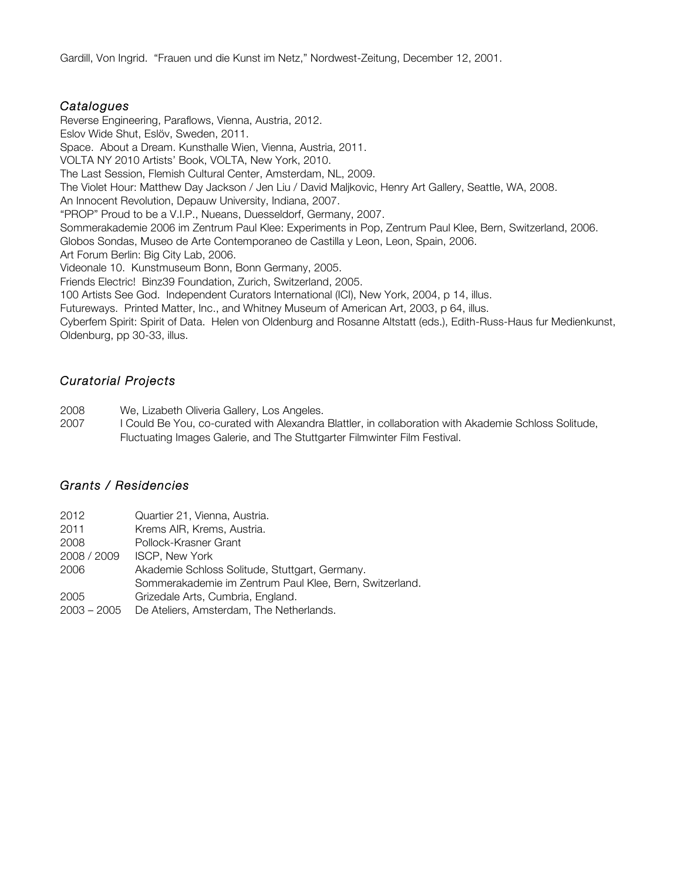Gardill, Von Ingrid. "Frauen und die Kunst im Netz," Nordwest-Zeitung, December 12, 2001.

## *Catalogues*

Reverse Engineering, Paraflows, Vienna, Austria, 2012.
Eslov Wide Shut, Eslöv, Sweden, 2011.
Space. About a Dream. Kunsthalle Wien, Vienna, Austria, 2011.
VOLTA NY 2010 Artists' Book, VOLTA, New York, 2010.
The Last Session, Flemish Cultural Center, Amsterdam, NL, 2009.
The Violet Hour: Matthew Day Jackson / Jen Liu / David Maljkovic, Henry Art Gallery, Seattle, WA, 2008.
An Innocent Revolution, Depauw University, Indiana, 2007.
"PROP" Proud to be a V.I.P., Nueans, Duesseldorf, Germany, 2007.
Sommerakademie 2006 im Zentrum Paul Klee: Experiments in Pop, Zentrum Paul Klee, Bern, Switzerland, 2006.
Globos Sondas, Museo de Arte Contemporaneo de Castilla y Leon, Leon, Spain, 2006.
Art Forum Berlin: Big City Lab, 2006.
Videonale 10. Kunstmuseum Bonn, Bonn Germany, 2005.
Friends Electric! Binz39 Foundation, Zurich, Switzerland, 2005.
100 Artists See God. Independent Curators International (ICI), New York, 2004, p 14, illus.
Futureways. Printed Matter, Inc., and Whitney Museum of American Art, 2003, p 64, illus.
Cyberfem Spirit: Spirit of Data. Helen von Oldenburg and Rosanne Altstatt (eds.), Edith-Russ-Haus fur Medienkunst, Oldenburg, pp 30-33, illus.

## *Curatorial Projects*

| | |
|---|---|
| 2008 | We, Lizabeth Oliveria Gallery, Los Angeles. |
| 2007 | I Could Be You, co-curated with Alexandra Blattler, in collaboration with Akademie Schloss Solitude, Fluctuating Images Galerie, and The Stuttgarter Filmwinter Film Festival. |

## *Grants / Residencies*

| | |
|---|---|
| 2012 | Quartier 21, Vienna, Austria. |
| 2011 | Krems AIR, Krems, Austria. |
| 2008 | Pollock-Krasner Grant |
| 2008 / 2009 | ISCP, New York |
| 2006 | Akademie Schloss Solitude, Stuttgart, Germany. |
| | Sommerakademie im Zentrum Paul Klee, Bern, Switzerland. |
| 2005 | Grizedale Arts, Cumbria, England. |
| 2003 – 2005 | De Ateliers, Amsterdam, The Netherlands. |